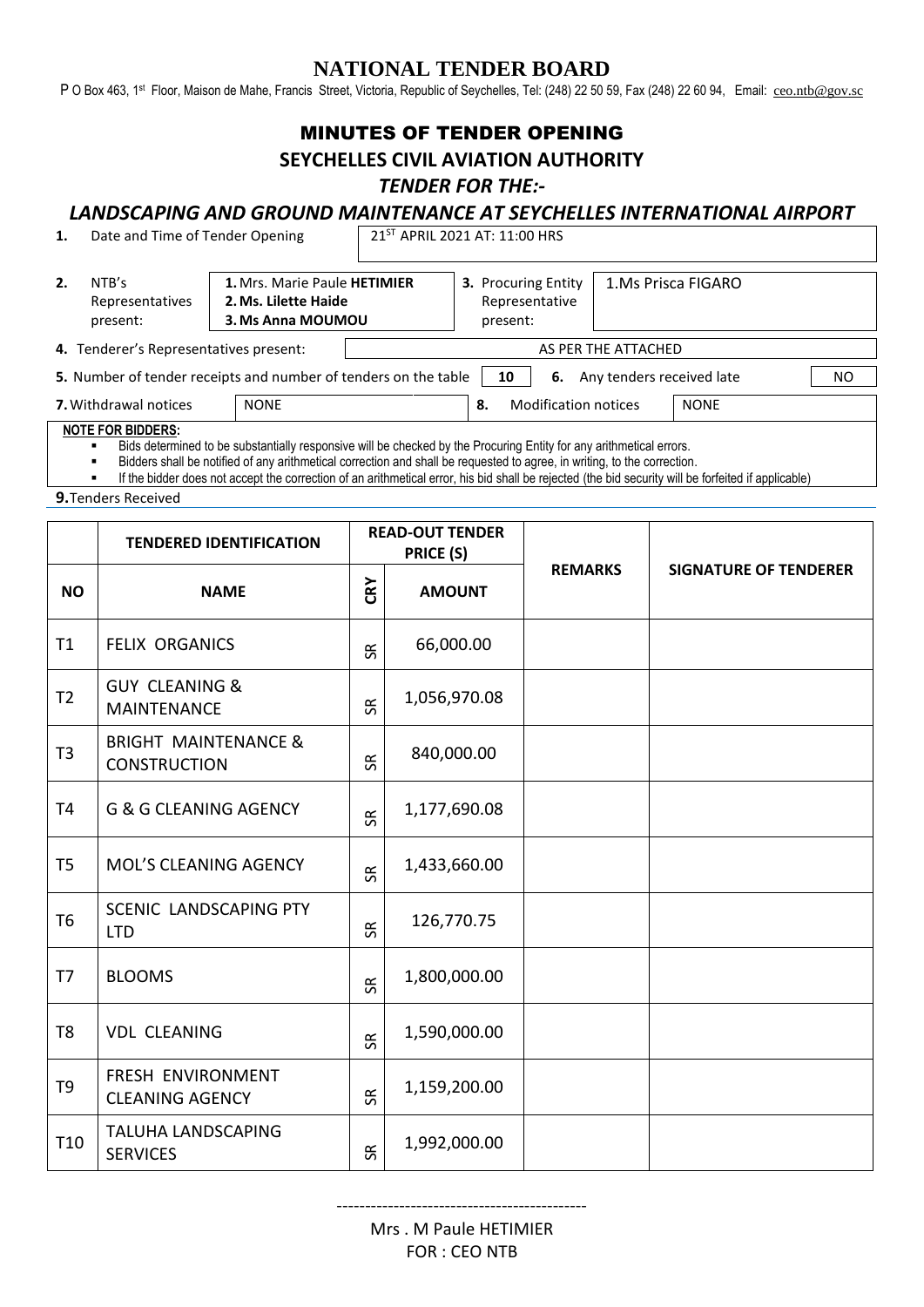# NATIONAL TENDER BOARD

P O Box 463, 1st Floor, Maison de Mahe, Francis Street, Victoria, Republic of Seychelles, Tel: (248) 22 50 59, Fax (248) 22 60 94, Email: ceo.ntb@gov.sc

## MINUTES OF TENDER OPENING

## SEYCHELLES CIVIL AVIATION AUTHORITY

### *TENDER FOR THE:-*

### *LANDSCAPING AND GROUND MAINTENANCE AT SEYCHELLES INTERNATIONAL AIRPORT*

| | | | | | |
|---|---|---|---|---|---|
| **1.** | Date and Time of Tender Opening | 21ST APRIL 2021 AT: 11:00 HRS | | | |
| **2.** | NTB's Representatives present: | **1.** Mrs. Marie Paule **HETIMIER**<br>**2. Ms. Lilette Haide**<br>**3. Ms Anna MOUMOU** | **3.** Procuring Entity Representative present: | 1.Ms Prisca FIGARO | |
| **4.** | Tenderer's Representatives present: | AS PER THE ATTACHED | | | |
| **5.** | Number of tender receipts and number of tenders on the table | 10 | **6.** Any tenders received late | NO | |
| **7.** | Withdrawal notices | NONE | **8.** Modification notices | NONE | |

**NOTE FOR BIDDERS:**

- Bids determined to be substantially responsive will be checked by the Procuring Entity for any arithmetical errors.
- Bidders shall be notified of any arithmetical correction and shall be requested to agree, in writing, to the correction.
- If the bidder does not accept the correction of an arithmetical error, his bid shall be rejected (the bid security will be forfeited if applicable)

**9.** Tenders Received

| | **TENDERED IDENTIFICATION** | **READ-OUT TENDER PRICE (S)** | | **REMARKS** | **SIGNATURE OF TENDERER** |
|---|---|---|---|---|---|
| **NO** | **NAME** | **CRY** | **AMOUNT** | | |
| T1 | FELIX ORGANICS | SR | 66,000.00 | | |
| T2 | GUY CLEANING & MAINTENANCE | SR | 1,056,970.08 | | |
| T3 | BRIGHT MAINTENANCE & CONSTRUCTION | SR | 840,000.00 | | |
| T4 | G & G CLEANING AGENCY | SR | 1,177,690.08 | | |
| T5 | MOL'S CLEANING AGENCY | SR | 1,433,660.00 | | |
| T6 | SCENIC LANDSCAPING PTY LTD | SR | 126,770.75 | | |
| T7 | BLOOMS | SR | 1,800,000.00 | | |
| T8 | VDL CLEANING | SR | 1,590,000.00 | | |
| T9 | FRESH ENVIRONMENT CLEANING AGENCY | SR | 1,159,200.00 | | |
| T10 | TALUHA LANDSCAPING SERVICES | SR | 1,992,000.00 | | |

--------------------------------------------

Mrs . M Paule HETIMIER

FOR : CEO NTB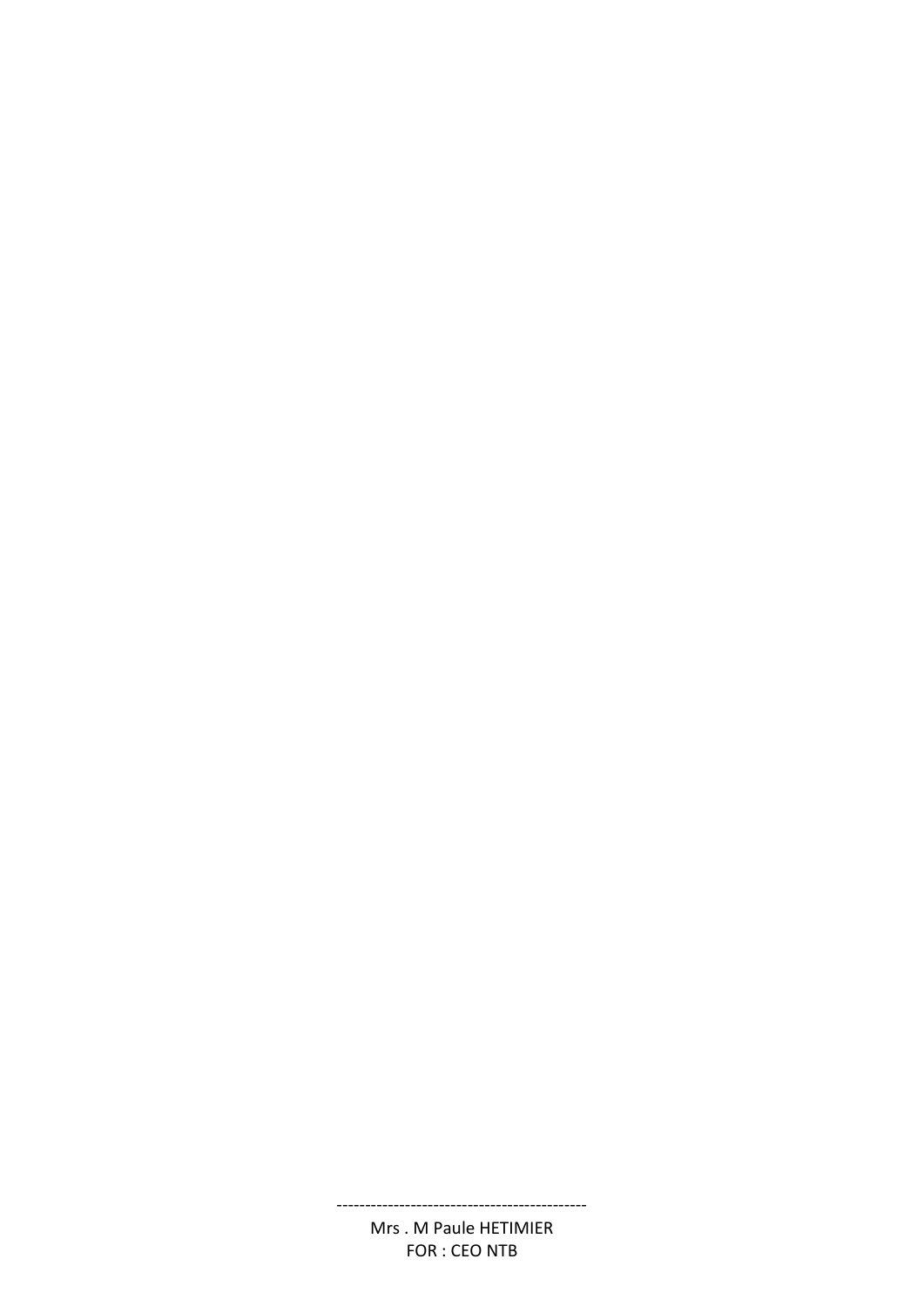---------------------------------------------

Mrs . M Paule HETIMIER

FOR : CEO NTB